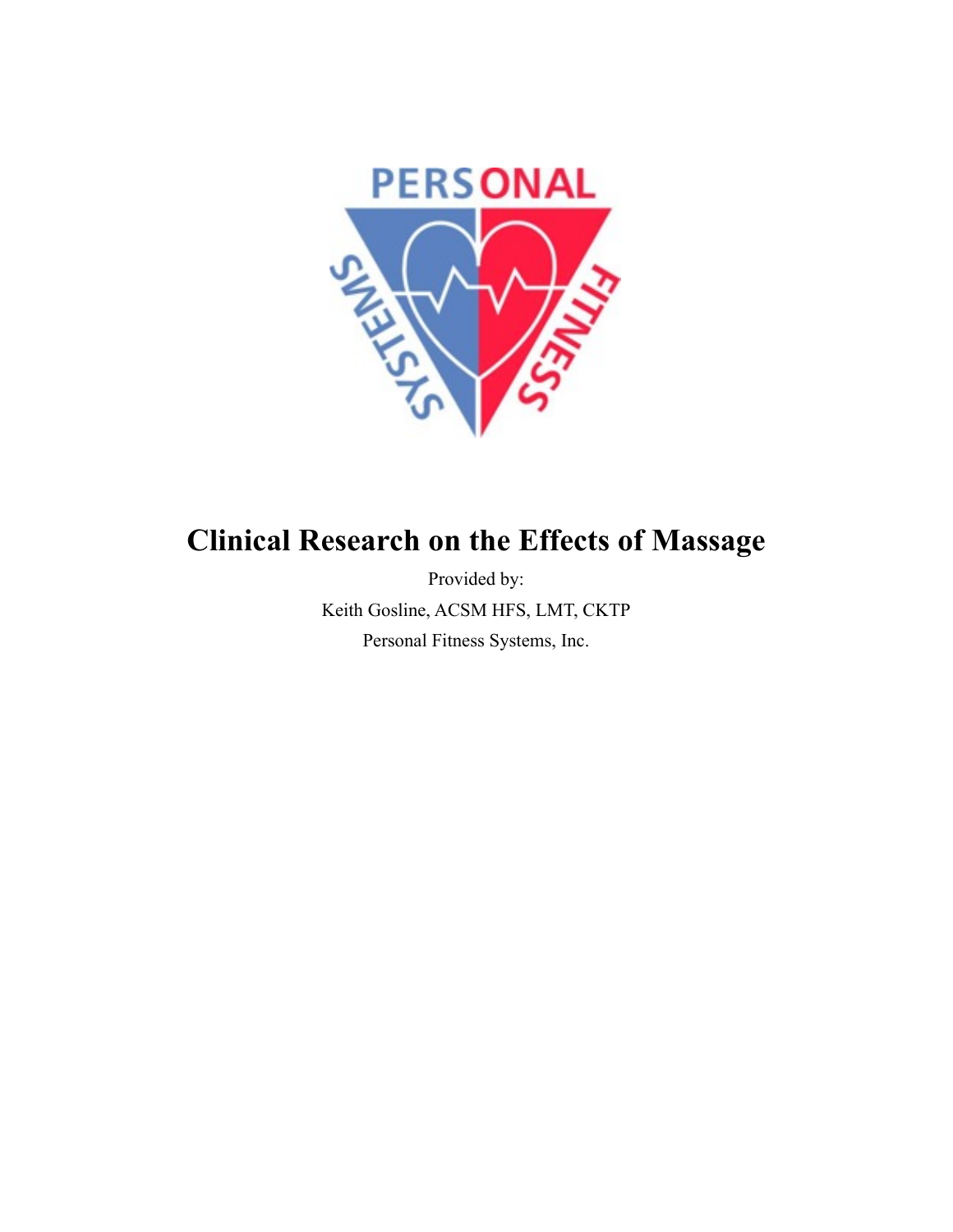# Clinical Research on the Effects of Massage

Provided by:

Keith Gosline, ACSM HFS, LMT, CKTP

Personal Fitness Systems, Inc.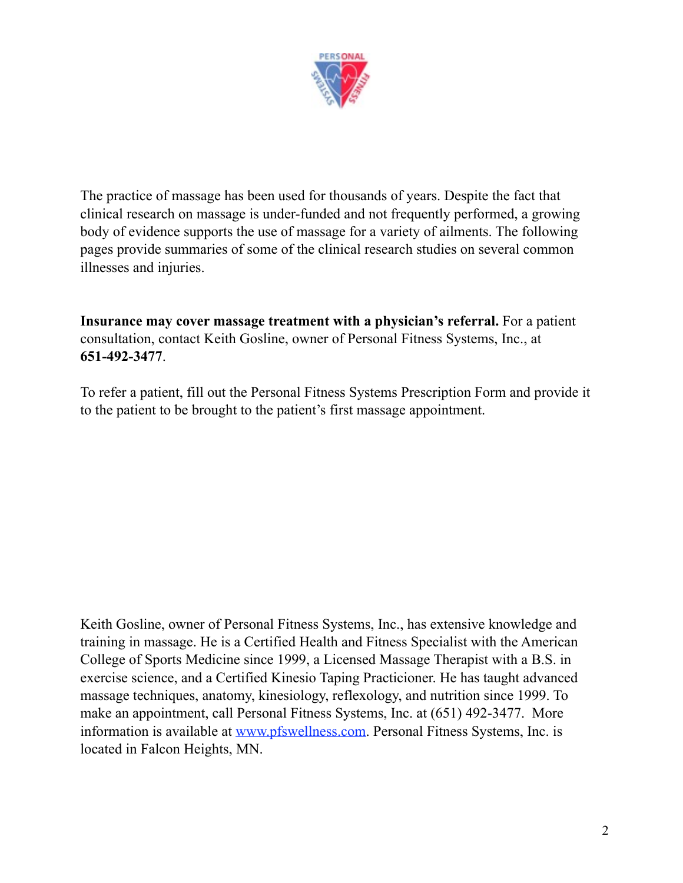The practice of massage has been used for thousands of years. Despite the fact that clinical research on massage is under-funded and not frequently performed, a growing body of evidence supports the use of massage for a variety of ailments. The following pages provide summaries of some of the clinical research studies on several common illnesses and injuries.

**Insurance may cover massage treatment with a physician's referral.** For a patient consultation, contact Keith Gosline, owner of Personal Fitness Systems, Inc., at **651-492-3477**.

To refer a patient, fill out the Personal Fitness Systems Prescription Form and provide it to the patient to be brought to the patient's first massage appointment.

Keith Gosline, owner of Personal Fitness Systems, Inc., has extensive knowledge and training in massage. He is a Certified Health and Fitness Specialist with the American College of Sports Medicine since 1999, a Licensed Massage Therapist with a B.S. in exercise science, and a Certified Kinesio Taping Practicioner. He has taught advanced massage techniques, anatomy, kinesiology, reflexology, and nutrition since 1999. To make an appointment, call Personal Fitness Systems, Inc. at (651) 492-3477. More information is available at [www.pfswellness.com](http://www.pfswellness.com). Personal Fitness Systems, Inc. is located in Falcon Heights, MN.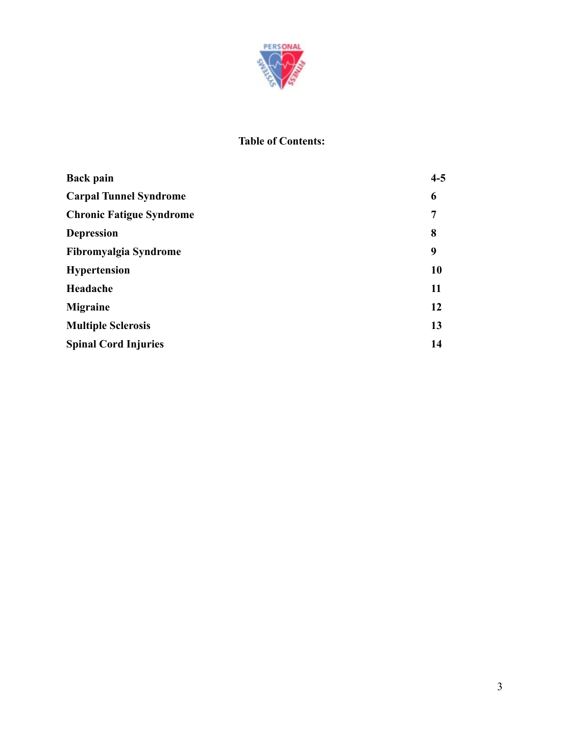## Table of Contents:

| | |
|---|---|
| **Back pain** | **4-5** |
| **Carpal Tunnel Syndrome** | **6** |
| **Chronic Fatigue Syndrome** | **7** |
| **Depression** | **8** |
| **Fibromyalgia Syndrome** | **9** |
| **Hypertension** | **10** |
| **Headache** | **11** |
| **Migraine** | **12** |
| **Multiple Sclerosis** | **13** |
| **Spinal Cord Injuries** | **14** |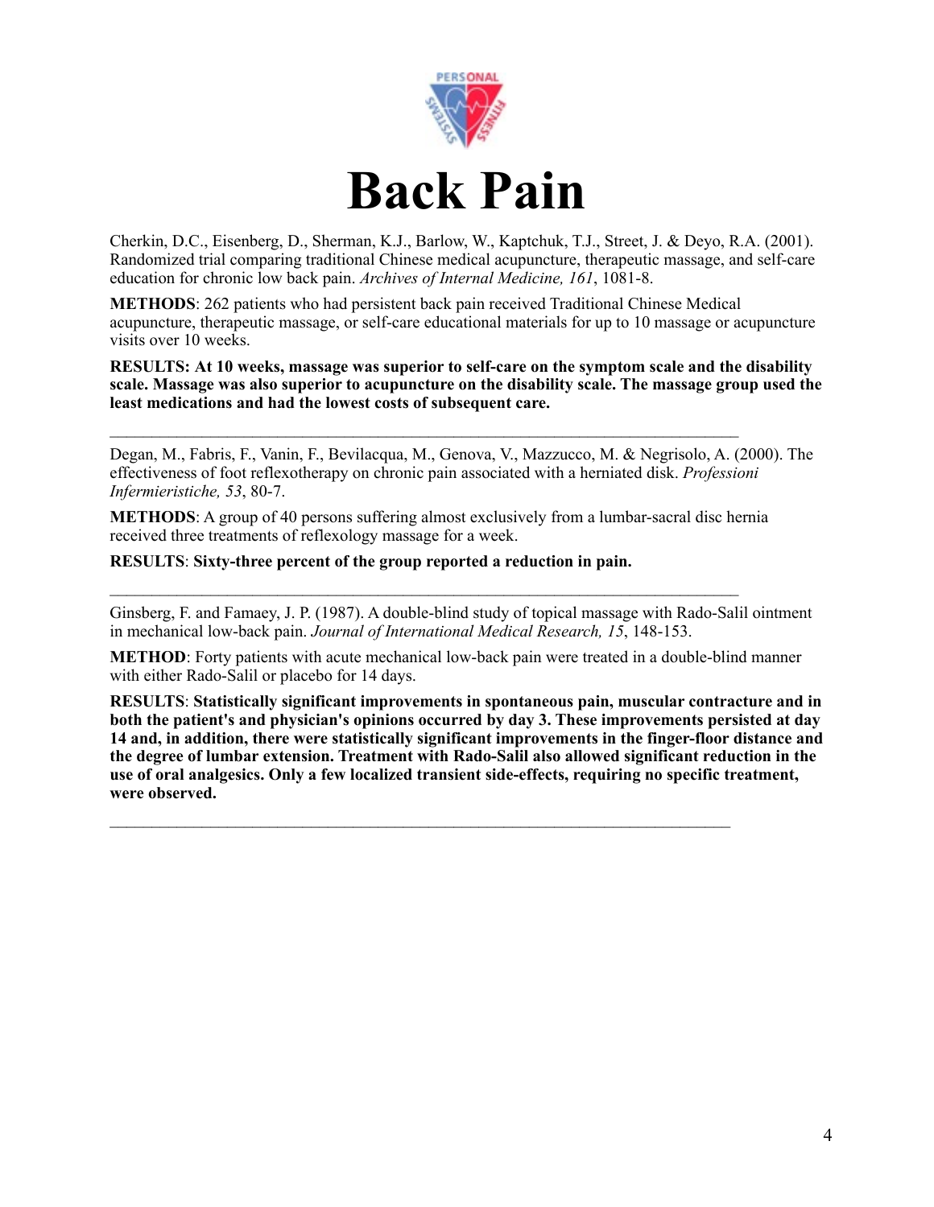# Back Pain

Cherkin, D.C., Eisenberg, D., Sherman, K.J., Barlow, W., Kaptchuk, T.J., Street, J. & Deyo, R.A. (2001). Randomized trial comparing traditional Chinese medical acupuncture, therapeutic massage, and self-care education for chronic low back pain. *Archives of Internal Medicine, 161*, 1081-8.

**METHODS**: 262 patients who had persistent back pain received Traditional Chinese Medical acupuncture, therapeutic massage, or self-care educational materials for up to 10 massage or acupuncture visits over 10 weeks.

**RESULTS: At 10 weeks, massage was superior to self-care on the symptom scale and the disability scale. Massage was also superior to acupuncture on the disability scale. The massage group used the least medications and had the lowest costs of subsequent care.**

---

Degan, M., Fabris, F., Vanin, F., Bevilacqua, M., Genova, V., Mazzucco, M. & Negrisolo, A. (2000). The effectiveness of foot reflexotherapy on chronic pain associated with a herniated disk. *Professioni Infermieristiche, 53*, 80-7.

**METHODS**: A group of 40 persons suffering almost exclusively from a lumbar-sacral disc hernia received three treatments of reflexology massage for a week.

**RESULTS**: **Sixty-three percent of the group reported a reduction in pain.**

---

Ginsberg, F. and Famaey, J. P. (1987). A double-blind study of topical massage with Rado-Salil ointment in mechanical low-back pain. *Journal of International Medical Research, 15*, 148-153.

**METHOD**: Forty patients with acute mechanical low-back pain were treated in a double-blind manner with either Rado-Salil or placebo for 14 days.

**RESULTS**: **Statistically significant improvements in spontaneous pain, muscular contracture and in both the patient's and physician's opinions occurred by day 3. These improvements persisted at day 14 and, in addition, there were statistically significant improvements in the finger-floor distance and the degree of lumbar extension. Treatment with Rado-Salil also allowed significant reduction in the use of oral analgesics. Only a few localized transient side-effects, requiring no specific treatment, were observed.**

---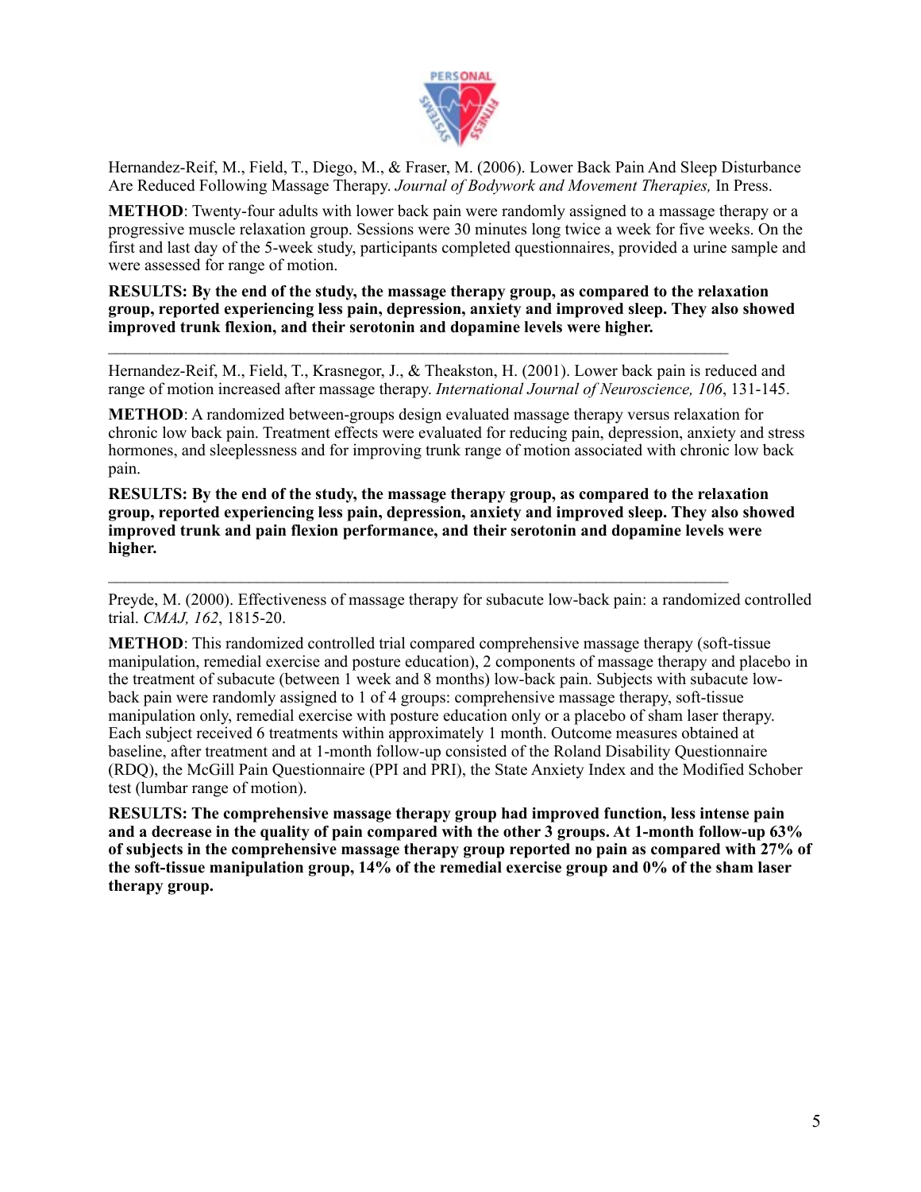Hernandez-Reif, M., Field, T., Diego, M., & Fraser, M. (2006). Lower Back Pain And Sleep Disturbance Are Reduced Following Massage Therapy. *Journal of Bodywork and Movement Therapies,* In Press.

**METHOD**: Twenty-four adults with lower back pain were randomly assigned to a massage therapy or a progressive muscle relaxation group. Sessions were 30 minutes long twice a week for five weeks. On the first and last day of the 5-week study, participants completed questionnaires, provided a urine sample and were assessed for range of motion.

**RESULTS: By the end of the study, the massage therapy group, as compared to the relaxation group, reported experiencing less pain, depression, anxiety and improved sleep. They also showed improved trunk flexion, and their serotonin and dopamine levels were higher.**

---

Hernandez-Reif, M., Field, T., Krasnegor, J., & Theakston, H. (2001). Lower back pain is reduced and range of motion increased after massage therapy. *International Journal of Neuroscience, 106*, 131-145.

**METHOD**: A randomized between-groups design evaluated massage therapy versus relaxation for chronic low back pain. Treatment effects were evaluated for reducing pain, depression, anxiety and stress hormones, and sleeplessness and for improving trunk range of motion associated with chronic low back pain.

**RESULTS: By the end of the study, the massage therapy group, as compared to the relaxation group, reported experiencing less pain, depression, anxiety and improved sleep. They also showed improved trunk and pain flexion performance, and their serotonin and dopamine levels were higher.**

---

Preyde, M. (2000). Effectiveness of massage therapy for subacute low-back pain: a randomized controlled trial. *CMAJ, 162*, 1815-20.

**METHOD**: This randomized controlled trial compared comprehensive massage therapy (soft-tissue manipulation, remedial exercise and posture education), 2 components of massage therapy and placebo in the treatment of subacute (between 1 week and 8 months) low-back pain. Subjects with subacute low-back pain were randomly assigned to 1 of 4 groups: comprehensive massage therapy, soft-tissue manipulation only, remedial exercise with posture education only or a placebo of sham laser therapy. Each subject received 6 treatments within approximately 1 month. Outcome measures obtained at baseline, after treatment and at 1-month follow-up consisted of the Roland Disability Questionnaire (RDQ), the McGill Pain Questionnaire (PPI and PRI), the State Anxiety Index and the Modified Schober test (lumbar range of motion).

**RESULTS: The comprehensive massage therapy group had improved function, less intense pain and a decrease in the quality of pain compared with the other 3 groups. At 1-month follow-up 63% of subjects in the comprehensive massage therapy group reported no pain as compared with 27% of the soft-tissue manipulation group, 14% of the remedial exercise group and 0% of the sham laser therapy group.**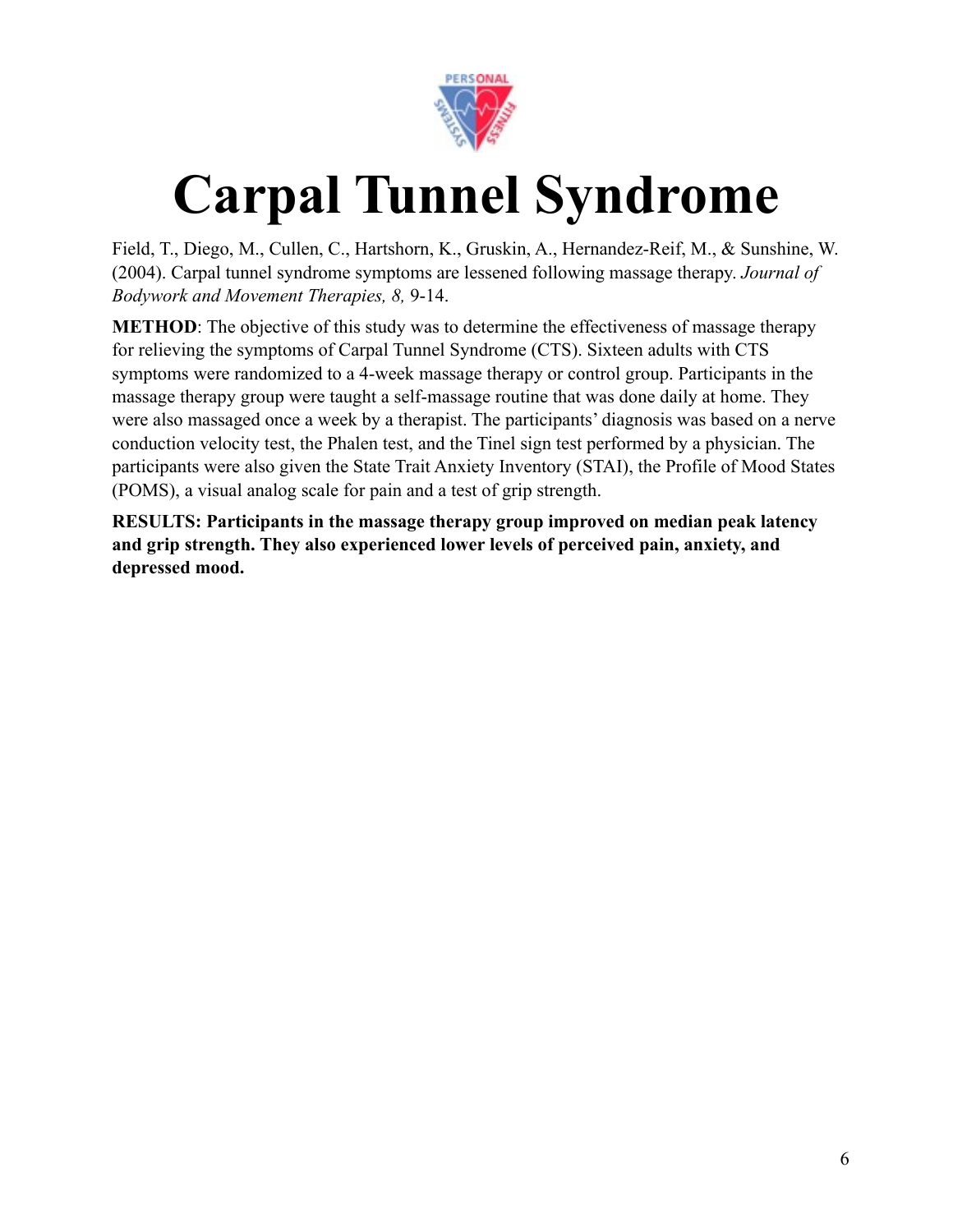# Carpal Tunnel Syndrome

Field, T., Diego, M., Cullen, C., Hartshorn, K., Gruskin, A., Hernandez-Reif, M., & Sunshine, W. (2004). Carpal tunnel syndrome symptoms are lessened following massage therapy. *Journal of Bodywork and Movement Therapies, 8,* 9-14.

**METHOD**: The objective of this study was to determine the effectiveness of massage therapy for relieving the symptoms of Carpal Tunnel Syndrome (CTS). Sixteen adults with CTS symptoms were randomized to a 4-week massage therapy or control group. Participants in the massage therapy group were taught a self-massage routine that was done daily at home. They were also massaged once a week by a therapist. The participants' diagnosis was based on a nerve conduction velocity test, the Phalen test, and the Tinel sign test performed by a physician. The participants were also given the State Trait Anxiety Inventory (STAI), the Profile of Mood States (POMS), a visual analog scale for pain and a test of grip strength.

**RESULTS: Participants in the massage therapy group improved on median peak latency and grip strength. They also experienced lower levels of perceived pain, anxiety, and depressed mood.**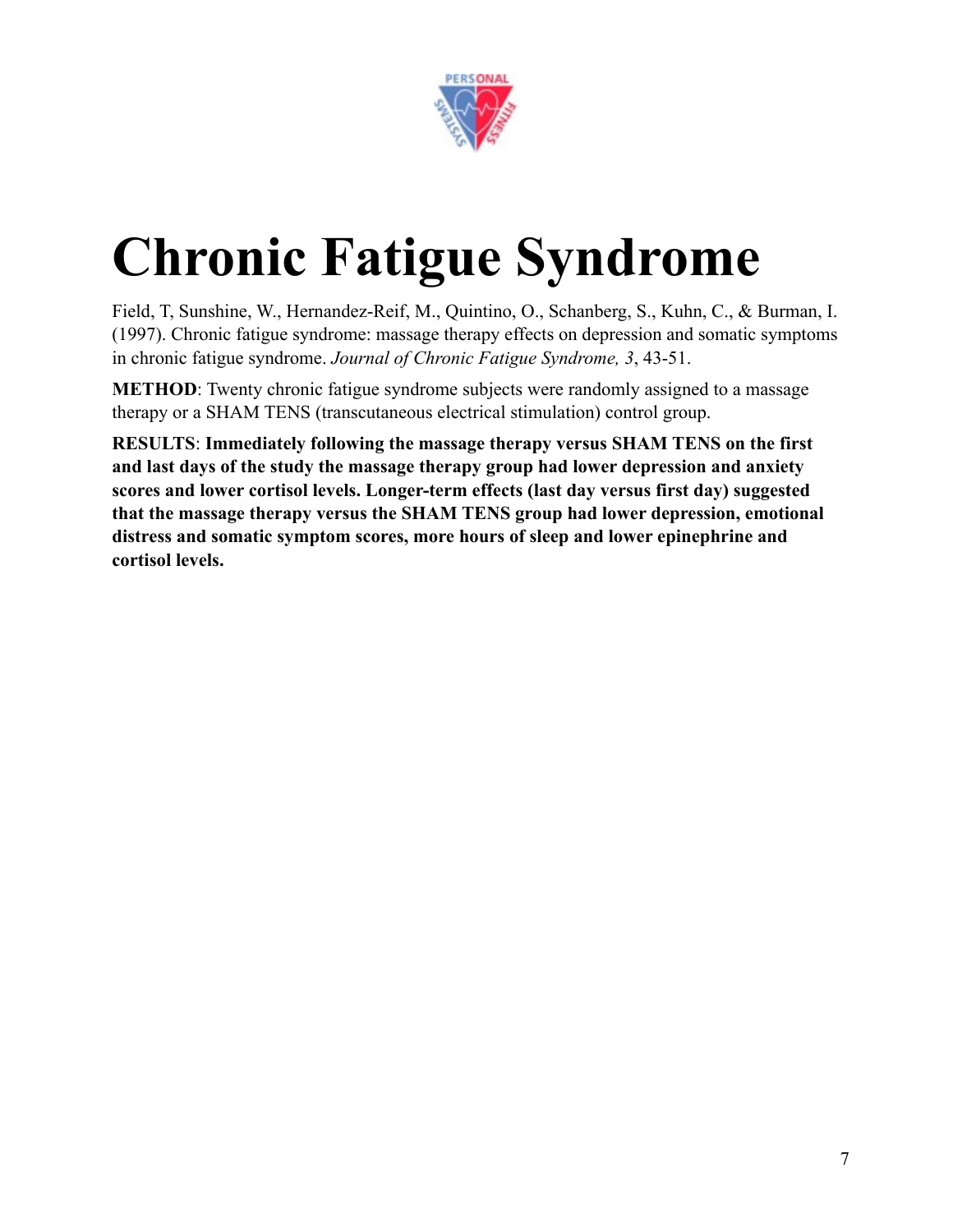# Chronic Fatigue Syndrome

Field, T, Sunshine, W., Hernandez-Reif, M., Quintino, O., Schanberg, S., Kuhn, C., & Burman, I. (1997). Chronic fatigue syndrome: massage therapy effects on depression and somatic symptoms in chronic fatigue syndrome. *Journal of Chronic Fatigue Syndrome, 3*, 43-51.

**METHOD**: Twenty chronic fatigue syndrome subjects were randomly assigned to a massage therapy or a SHAM TENS (transcutaneous electrical stimulation) control group.

**RESULTS**: **Immediately following the massage therapy versus SHAM TENS on the first and last days of the study the massage therapy group had lower depression and anxiety scores and lower cortisol levels. Longer-term effects (last day versus first day) suggested that the massage therapy versus the SHAM TENS group had lower depression, emotional distress and somatic symptom scores, more hours of sleep and lower epinephrine and cortisol levels.**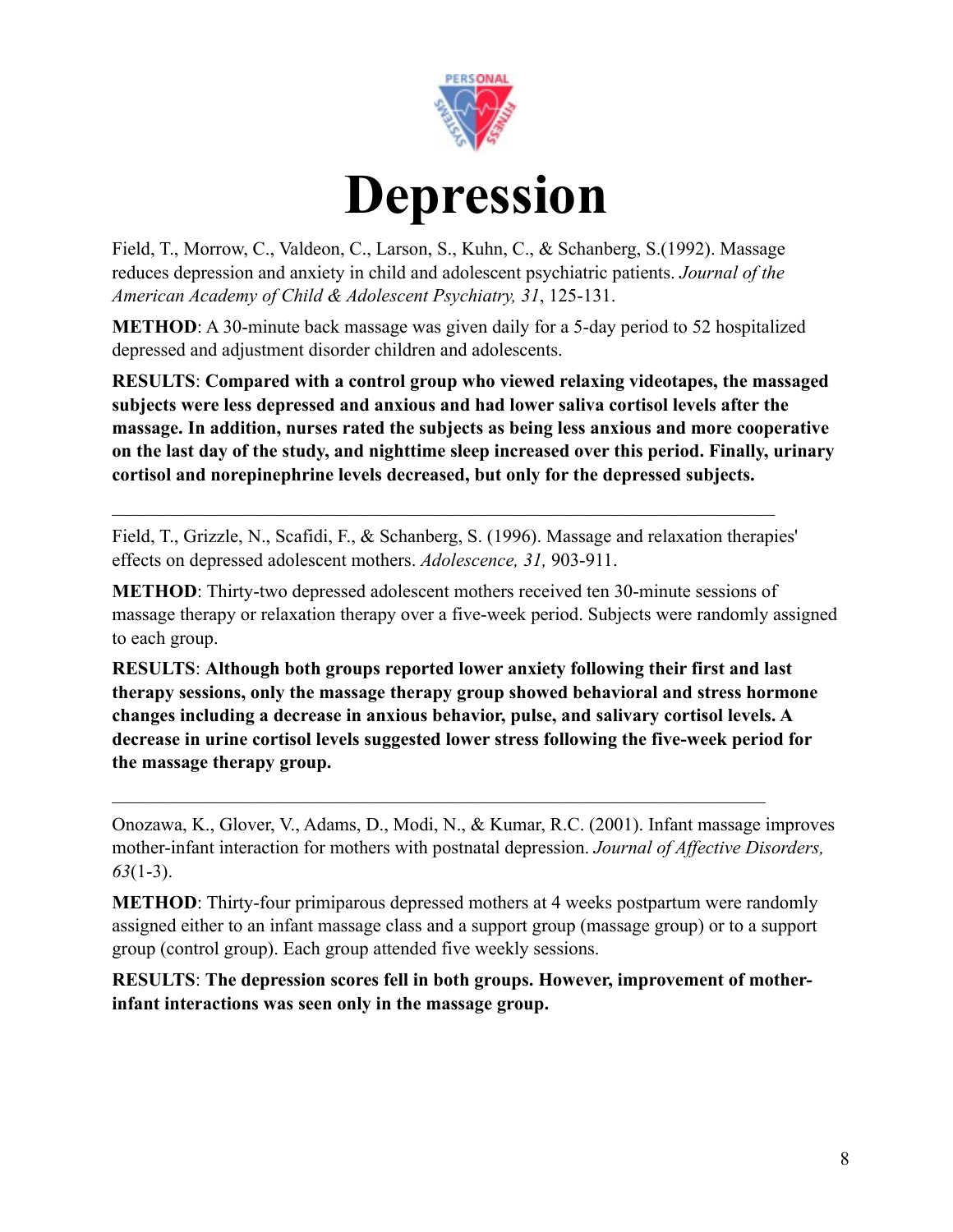# Depression

Field, T., Morrow, C., Valdeon, C., Larson, S., Kuhn, C., & Schanberg, S.(1992). Massage reduces depression and anxiety in child and adolescent psychiatric patients. *Journal of the American Academy of Child & Adolescent Psychiatry, 31*, 125-131.

**METHOD**: A 30-minute back massage was given daily for a 5-day period to 52 hospitalized depressed and adjustment disorder children and adolescents.

**RESULTS**: **Compared with a control group who viewed relaxing videotapes, the massaged subjects were less depressed and anxious and had lower saliva cortisol levels after the massage. In addition, nurses rated the subjects as being less anxious and more cooperative on the last day of the study, and nighttime sleep increased over this period. Finally, urinary cortisol and norepinephrine levels decreased, but only for the depressed subjects.**

---

Field, T., Grizzle, N., Scafidi, F., & Schanberg, S. (1996). Massage and relaxation therapies' effects on depressed adolescent mothers. *Adolescence, 31,* 903-911.

**METHOD**: Thirty-two depressed adolescent mothers received ten 30-minute sessions of massage therapy or relaxation therapy over a five-week period. Subjects were randomly assigned to each group.

**RESULTS**: **Although both groups reported lower anxiety following their first and last therapy sessions, only the massage therapy group showed behavioral and stress hormone changes including a decrease in anxious behavior, pulse, and salivary cortisol levels. A decrease in urine cortisol levels suggested lower stress following the five-week period for the massage therapy group.**

---

Onozawa, K., Glover, V., Adams, D., Modi, N., & Kumar, R.C. (2001). Infant massage improves mother-infant interaction for mothers with postnatal depression. *Journal of Affective Disorders, 63*(1-3).

**METHOD**: Thirty-four primiparous depressed mothers at 4 weeks postpartum were randomly assigned either to an infant massage class and a support group (massage group) or to a support group (control group). Each group attended five weekly sessions.

**RESULTS**: **The depression scores fell in both groups. However, improvement of mother-infant interactions was seen only in the massage group.**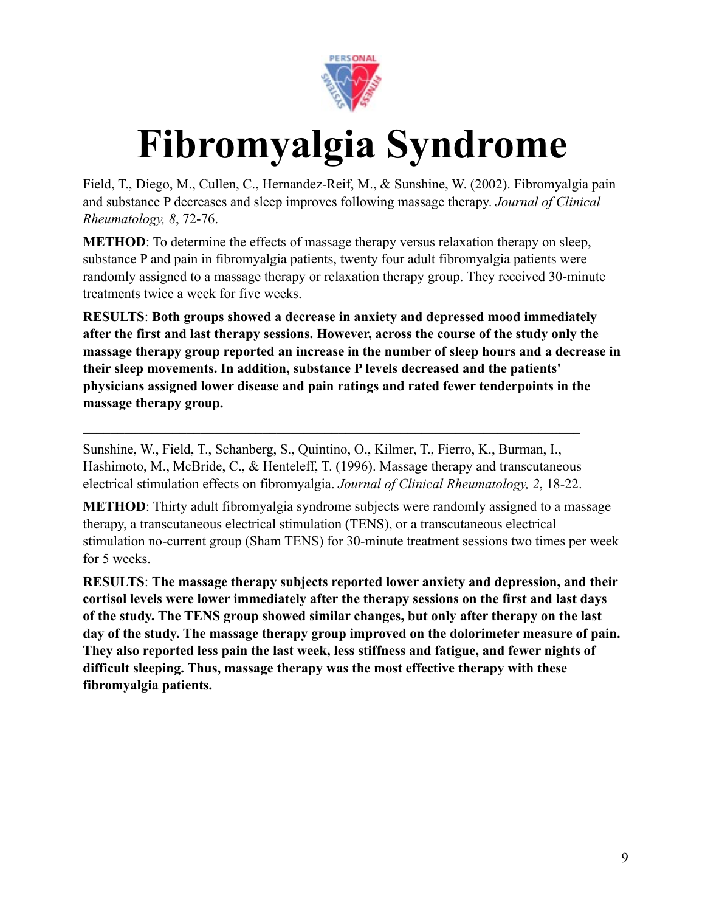# Fibromyalgia Syndrome

Field, T., Diego, M., Cullen, C., Hernandez-Reif, M., & Sunshine, W. (2002). Fibromyalgia pain and substance P decreases and sleep improves following massage therapy. *Journal of Clinical Rheumatology, 8*, 72-76.

**METHOD**: To determine the effects of massage therapy versus relaxation therapy on sleep, substance P and pain in fibromyalgia patients, twenty four adult fibromyalgia patients were randomly assigned to a massage therapy or relaxation therapy group. They received 30-minute treatments twice a week for five weeks.

**RESULTS**: **Both groups showed a decrease in anxiety and depressed mood immediately after the first and last therapy sessions. However, across the course of the study only the massage therapy group reported an increase in the number of sleep hours and a decrease in their sleep movements. In addition, substance P levels decreased and the patients' physicians assigned lower disease and pain ratings and rated fewer tenderpoints in the massage therapy group.**

---

Sunshine, W., Field, T., Schanberg, S., Quintino, O., Kilmer, T., Fierro, K., Burman, I., Hashimoto, M., McBride, C., & Henteleff, T. (1996). Massage therapy and transcutaneous electrical stimulation effects on fibromyalgia. *Journal of Clinical Rheumatology, 2*, 18-22.

**METHOD**: Thirty adult fibromyalgia syndrome subjects were randomly assigned to a massage therapy, a transcutaneous electrical stimulation (TENS), or a transcutaneous electrical stimulation no-current group (Sham TENS) for 30-minute treatment sessions two times per week for 5 weeks.

**RESULTS**: **The massage therapy subjects reported lower anxiety and depression, and their cortisol levels were lower immediately after the therapy sessions on the first and last days of the study. The TENS group showed similar changes, but only after therapy on the last day of the study. The massage therapy group improved on the dolorimeter measure of pain. They also reported less pain the last week, less stiffness and fatigue, and fewer nights of difficult sleeping. Thus, massage therapy was the most effective therapy with these fibromyalgia patients.**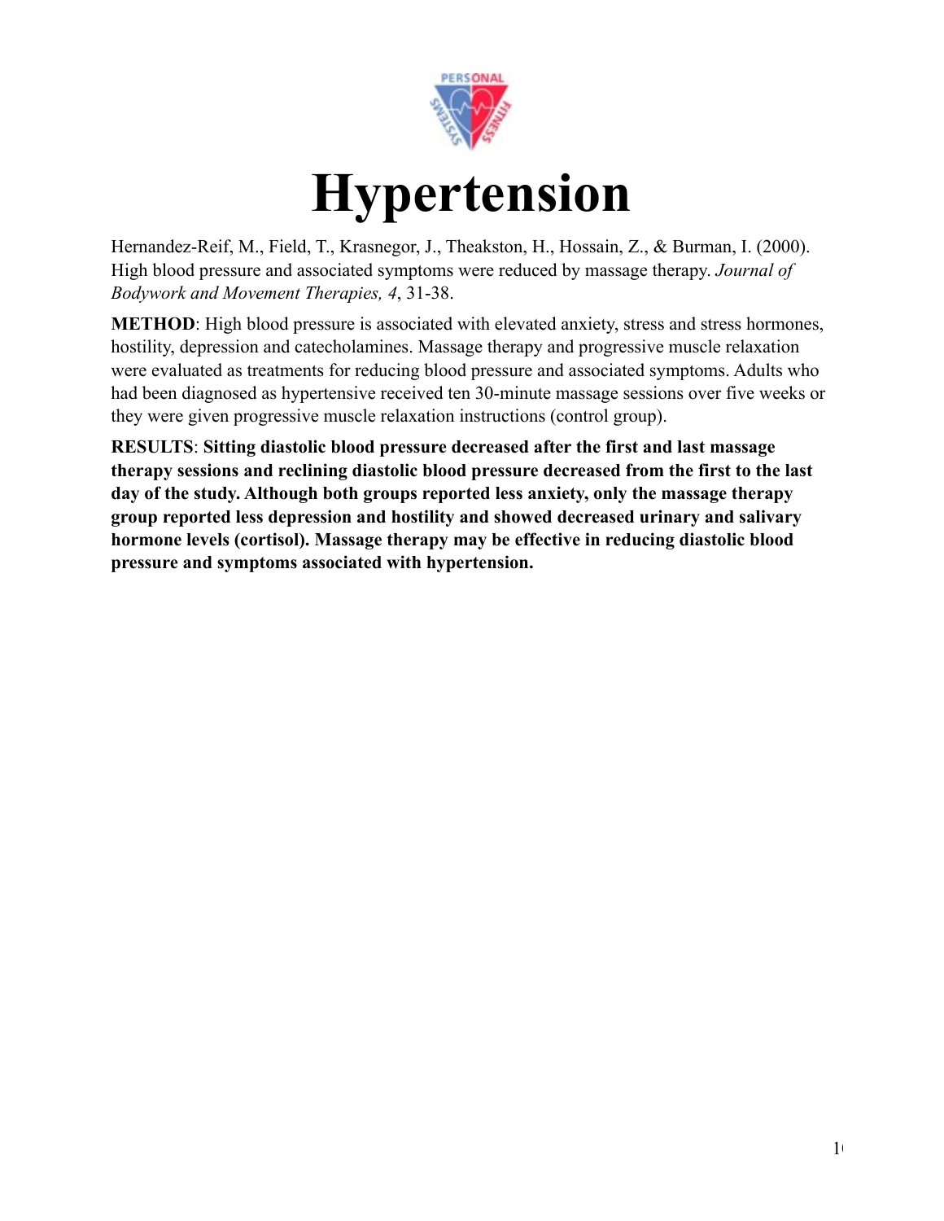# Hypertension

Hernandez-Reif, M., Field, T., Krasnegor, J., Theakston, H., Hossain, Z., & Burman, I. (2000). High blood pressure and associated symptoms were reduced by massage therapy. *Journal of Bodywork and Movement Therapies, 4*, 31-38.

**METHOD**: High blood pressure is associated with elevated anxiety, stress and stress hormones, hostility, depression and catecholamines. Massage therapy and progressive muscle relaxation were evaluated as treatments for reducing blood pressure and associated symptoms. Adults who had been diagnosed as hypertensive received ten 30-minute massage sessions over five weeks or they were given progressive muscle relaxation instructions (control group).

**RESULTS**: **Sitting diastolic blood pressure decreased after the first and last massage therapy sessions and reclining diastolic blood pressure decreased from the first to the last day of the study. Although both groups reported less anxiety, only the massage therapy group reported less depression and hostility and showed decreased urinary and salivary hormone levels (cortisol). Massage therapy may be effective in reducing diastolic blood pressure and symptoms associated with hypertension.**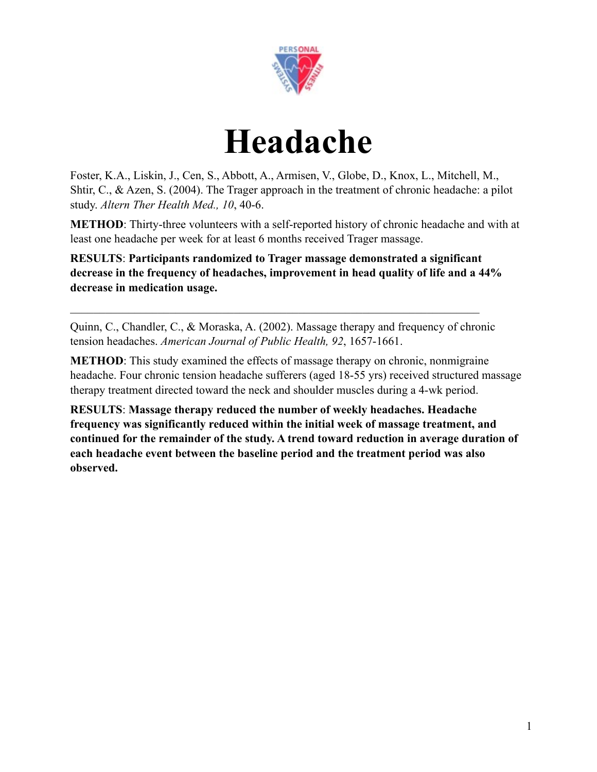# Headache

Foster, K.A., Liskin, J., Cen, S., Abbott, A., Armisen, V., Globe, D., Knox, L., Mitchell, M., Shtir, C., & Azen, S. (2004). The Trager approach in the treatment of chronic headache: a pilot study. *Altern Ther Health Med., 10*, 40-6.

**METHOD**: Thirty-three volunteers with a self-reported history of chronic headache and with at least one headache per week for at least 6 months received Trager massage.

**RESULTS**: **Participants randomized to Trager massage demonstrated a significant decrease in the frequency of headaches, improvement in head quality of life and a 44% decrease in medication usage.**

---

Quinn, C., Chandler, C., & Moraska, A. (2002). Massage therapy and frequency of chronic tension headaches. *American Journal of Public Health, 92*, 1657-1661.

**METHOD**: This study examined the effects of massage therapy on chronic, nonmigraine headache. Four chronic tension headache sufferers (aged 18-55 yrs) received structured massage therapy treatment directed toward the neck and shoulder muscles during a 4-wk period.

**RESULTS**: **Massage therapy reduced the number of weekly headaches. Headache frequency was significantly reduced within the initial week of massage treatment, and continued for the remainder of the study. A trend toward reduction in average duration of each headache event between the baseline period and the treatment period was also observed.**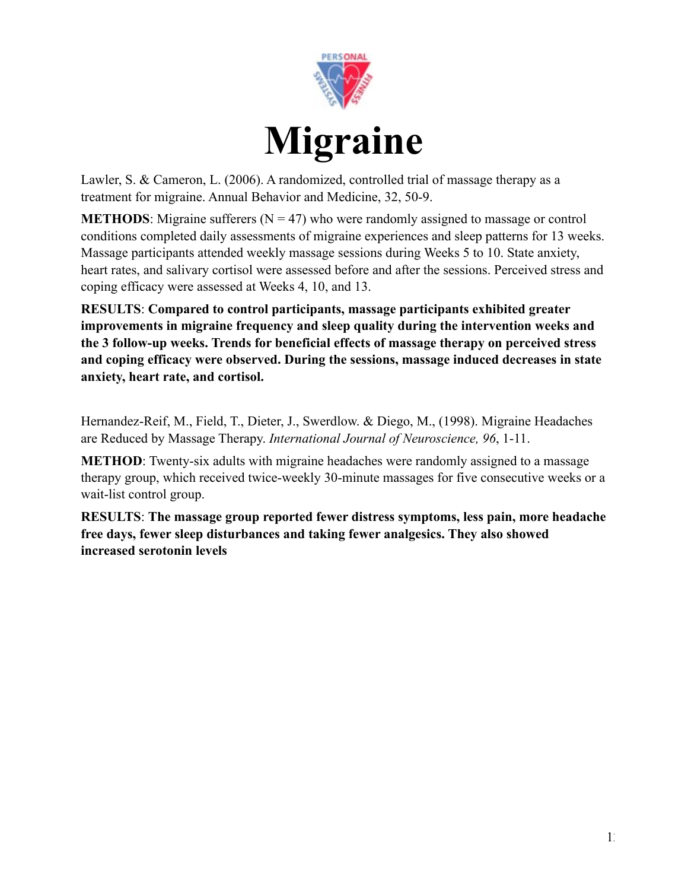# Migraine

Lawler, S. & Cameron, L. (2006). A randomized, controlled trial of massage therapy as a treatment for migraine. Annual Behavior and Medicine, 32, 50-9.

**METHODS**: Migraine sufferers (N = 47) who were randomly assigned to massage or control conditions completed daily assessments of migraine experiences and sleep patterns for 13 weeks. Massage participants attended weekly massage sessions during Weeks 5 to 10. State anxiety, heart rates, and salivary cortisol were assessed before and after the sessions. Perceived stress and coping efficacy were assessed at Weeks 4, 10, and 13.

**RESULTS**: **Compared to control participants, massage participants exhibited greater improvements in migraine frequency and sleep quality during the intervention weeks and the 3 follow-up weeks. Trends for beneficial effects of massage therapy on perceived stress and coping efficacy were observed. During the sessions, massage induced decreases in state anxiety, heart rate, and cortisol.**

Hernandez-Reif, M., Field, T., Dieter, J., Swerdlow. & Diego, M., (1998). Migraine Headaches are Reduced by Massage Therapy. *International Journal of Neuroscience, 96*, 1-11.

**METHOD**: Twenty-six adults with migraine headaches were randomly assigned to a massage therapy group, which received twice-weekly 30-minute massages for five consecutive weeks or a wait-list control group.

**RESULTS**: **The massage group reported fewer distress symptoms, less pain, more headache free days, fewer sleep disturbances and taking fewer analgesics. They also showed increased serotonin levels**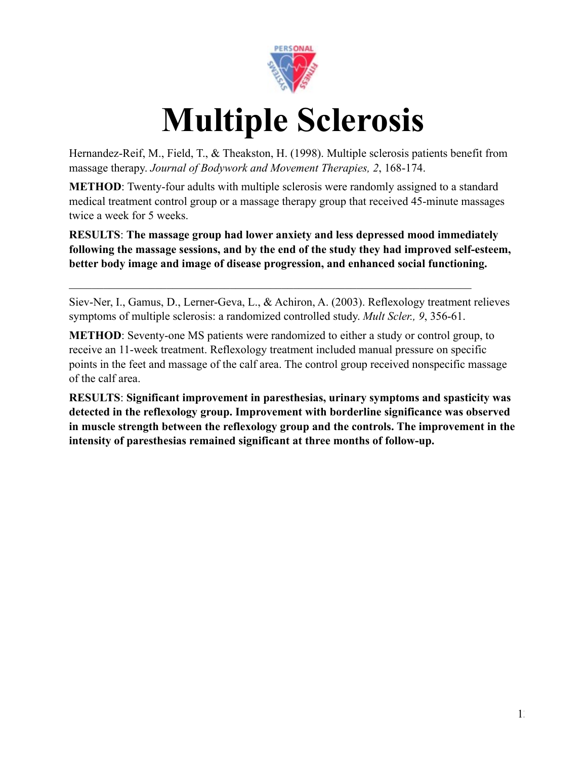# Multiple Sclerosis

Hernandez-Reif, M., Field, T., & Theakston, H. (1998). Multiple sclerosis patients benefit from massage therapy. *Journal of Bodywork and Movement Therapies, 2*, 168-174.

**METHOD**: Twenty-four adults with multiple sclerosis were randomly assigned to a standard medical treatment control group or a massage therapy group that received 45-minute massages twice a week for 5 weeks.

**RESULTS**: **The massage group had lower anxiety and less depressed mood immediately following the massage sessions, and by the end of the study they had improved self-esteem, better body image and image of disease progression, and enhanced social functioning.**

---

Siev-Ner, I., Gamus, D., Lerner-Geva, L., & Achiron, A. (2003). Reflexology treatment relieves symptoms of multiple sclerosis: a randomized controlled study. *Mult Scler., 9*, 356-61.

**METHOD**: Seventy-one MS patients were randomized to either a study or control group, to receive an 11-week treatment. Reflexology treatment included manual pressure on specific points in the feet and massage of the calf area. The control group received nonspecific massage of the calf area.

**RESULTS**: **Significant improvement in paresthesias, urinary symptoms and spasticity was detected in the reflexology group. Improvement with borderline significance was observed in muscle strength between the reflexology group and the controls. The improvement in the intensity of paresthesias remained significant at three months of follow-up.**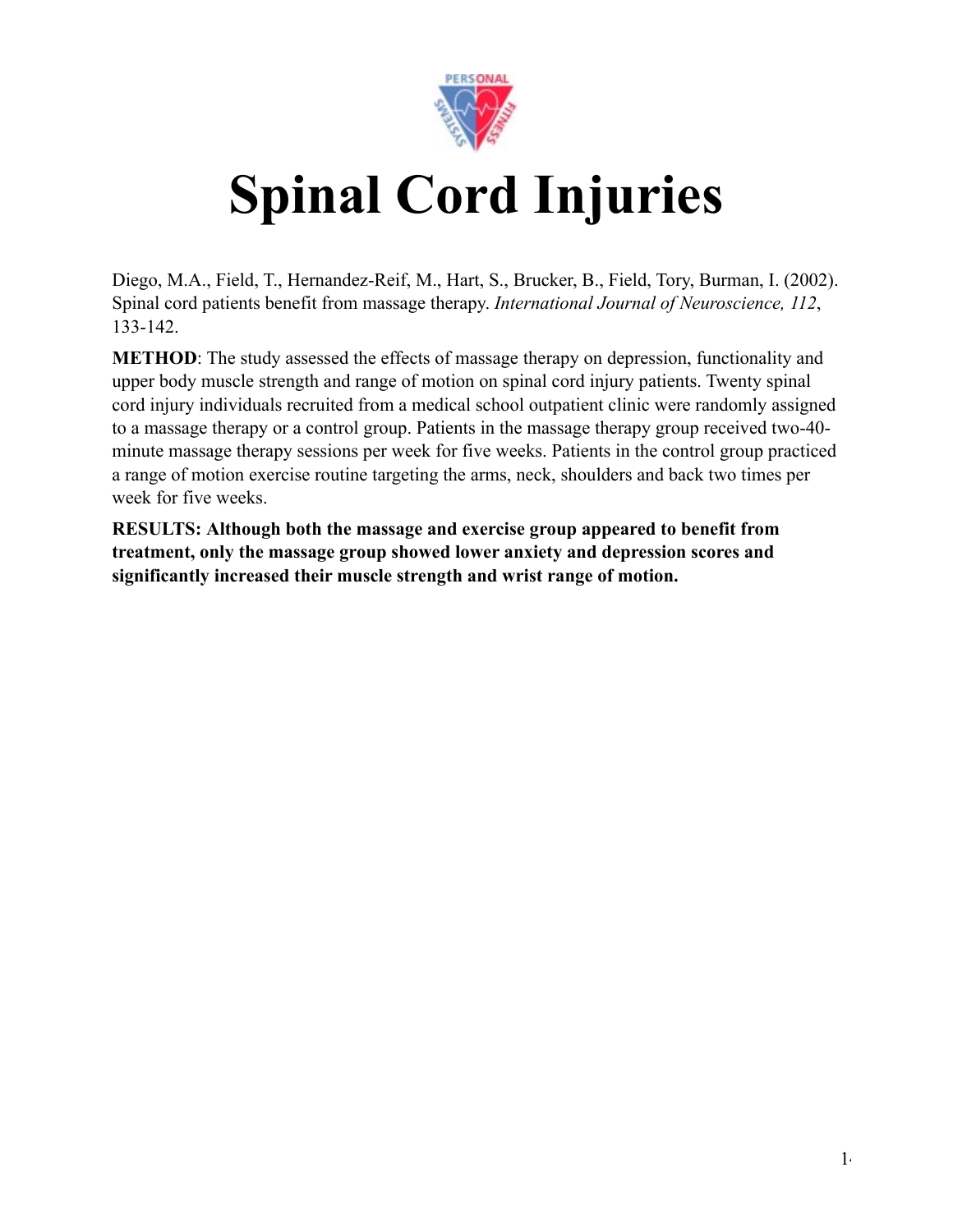# Spinal Cord Injuries

Diego, M.A., Field, T., Hernandez-Reif, M., Hart, S., Brucker, B., Field, Tory, Burman, I. (2002). Spinal cord patients benefit from massage therapy. *International Journal of Neuroscience, 112*, 133-142.

**METHOD**: The study assessed the effects of massage therapy on depression, functionality and upper body muscle strength and range of motion on spinal cord injury patients. Twenty spinal cord injury individuals recruited from a medical school outpatient clinic were randomly assigned to a massage therapy or a control group. Patients in the massage therapy group received two-40-minute massage therapy sessions per week for five weeks. Patients in the control group practiced a range of motion exercise routine targeting the arms, neck, shoulders and back two times per week for five weeks.

**RESULTS: Although both the massage and exercise group appeared to benefit from treatment, only the massage group showed lower anxiety and depression scores and significantly increased their muscle strength and wrist range of motion.**